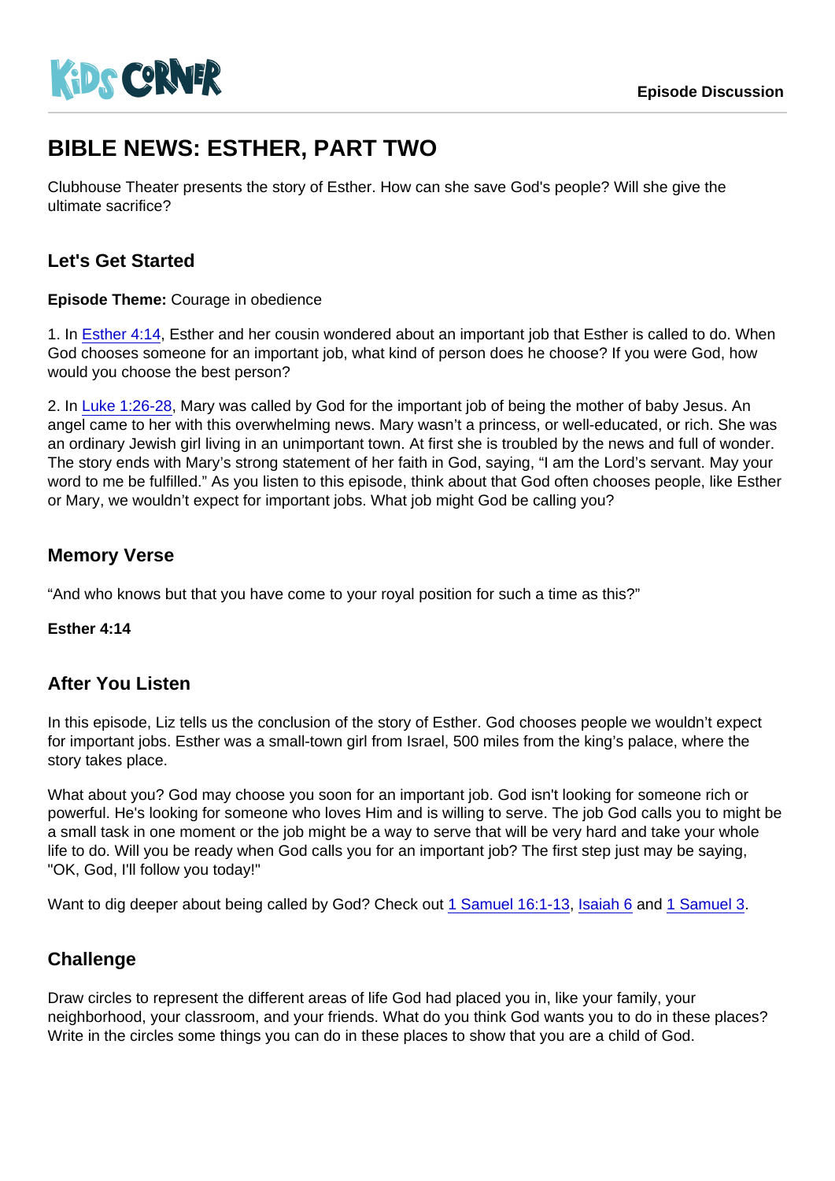KiDS CORNER

Episode Discussion

# BIBLE NEWS: ESTHER, PART TWO

Clubhouse Theater presents the story of Esther. How can she save God's people? Will she give the ultimate sacrifice?

## Let's Get Started

**Episode Theme:** Courage in obedience

1. In Esther 4:14, Esther and her cousin wondered about an important job that Esther is called to do. When God chooses someone for an important job, what kind of person does he choose? If you were God, how would you choose the best person?

2. In Luke 1:26-28, Mary was called by God for the important job of being the mother of baby Jesus. An angel came to her with this overwhelming news. Mary wasn't a princess, or well-educated, or rich. She was an ordinary Jewish girl living in an unimportant town. At first she is troubled by the news and full of wonder. The story ends with Mary's strong statement of her faith in God, saying, "I am the Lord's servant. May your word to me be fulfilled." As you listen to this episode, think about that God often chooses people, like Esther or Mary, we wouldn't expect for important jobs. What job might God be calling you?

## Memory Verse

"And who knows but that you have come to your royal position for such a time as this?"

**Esther 4:14**

## After You Listen

In this episode, Liz tells us the conclusion of the story of Esther. God chooses people we wouldn't expect for important jobs. Esther was a small-town girl from Israel, 500 miles from the king's palace, where the story takes place.

What about you? God may choose you soon for an important job. God isn't looking for someone rich or powerful. He's looking for someone who loves Him and is willing to serve. The job God calls you to might be a small task in one moment or the job might be a way to serve that will be very hard and take your whole life to do. Will you be ready when God calls you for an important job? The first step just may be saying, "OK, God, I'll follow you today!"

Want to dig deeper about being called by God? Check out 1 Samuel 16:1-13, Isaiah 6 and 1 Samuel 3.

## Challenge

Draw circles to represent the different areas of life God had placed you in, like your family, your neighborhood, your classroom, and your friends. What do you think God wants you to do in these places? Write in the circles some things you can do in these places to show that you are a child of God.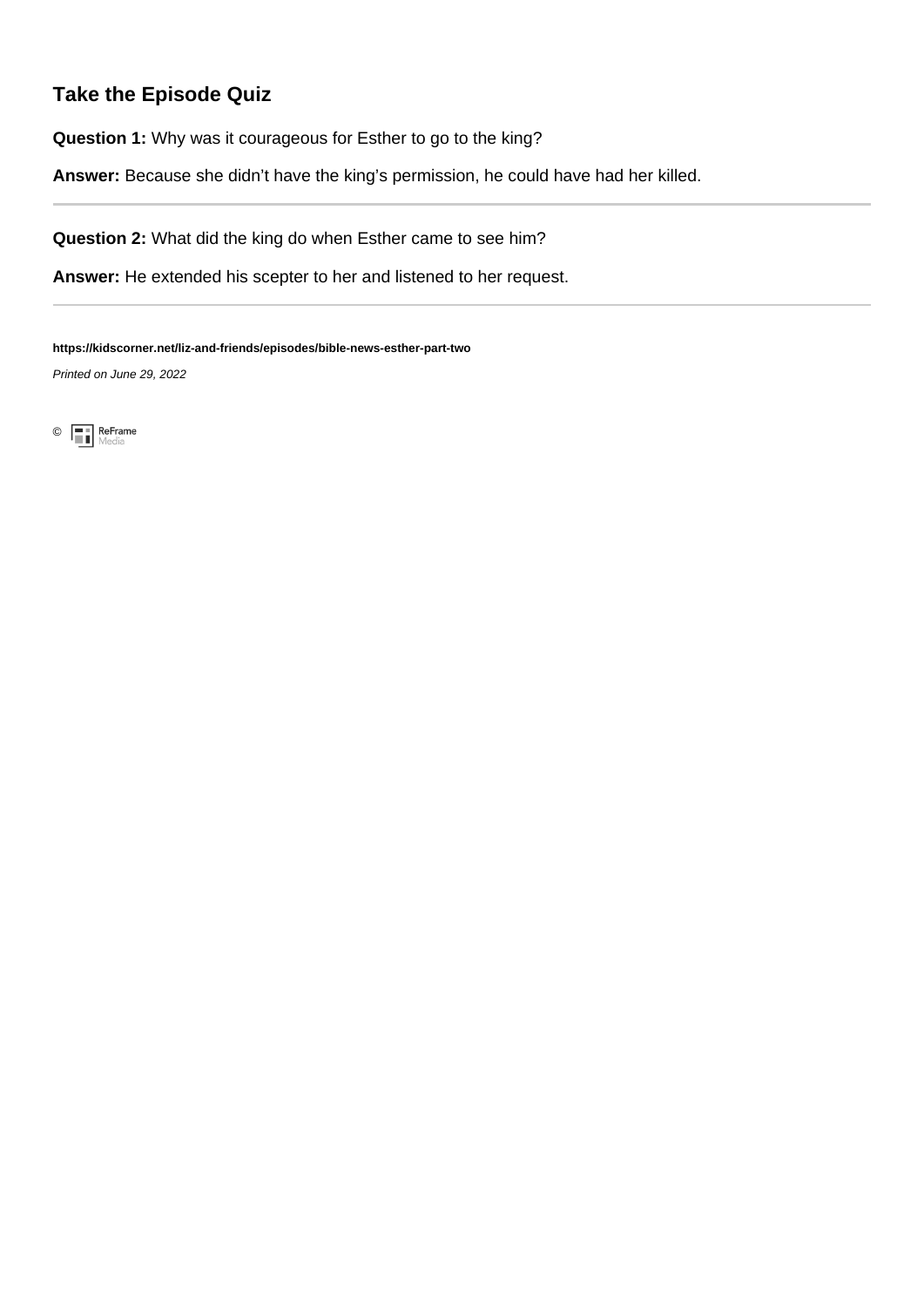## Take the Episode Quiz

**Question 1:** Why was it courageous for Esther to go to the king?

**Answer:** Because she didn’t have the king’s permission, he could have had her killed.

---

**Question 2:** What did the king do when Esther came to see him?

**Answer:** He extended his scepter to her and listened to her request.

---

**https://kidscorner.net/liz-and-friends/episodes/bible-news-esther-part-two**

*Printed on June 29, 2022*

© ReFrame Media